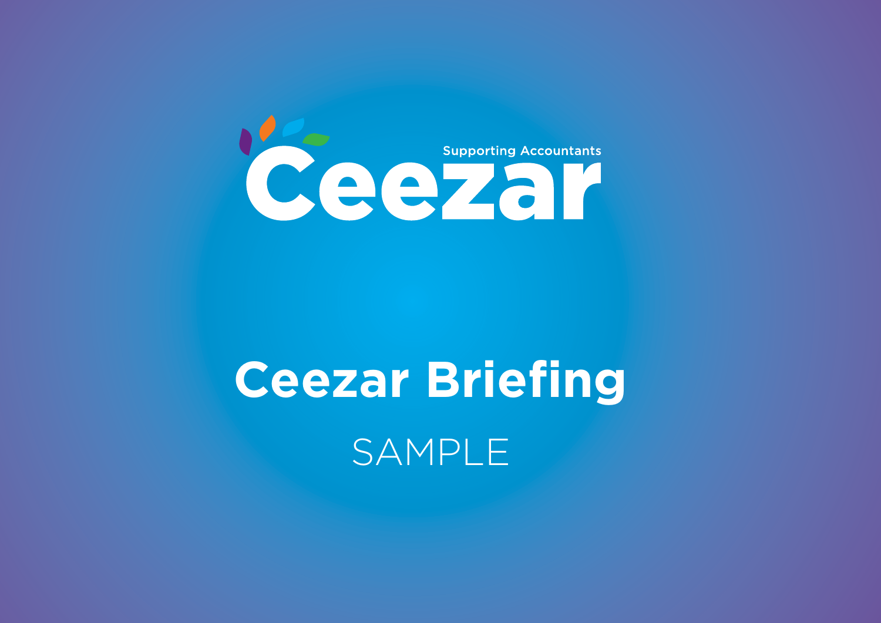Ceezar

Supporting Accountants

# Ceezar Briefing

SAMPLE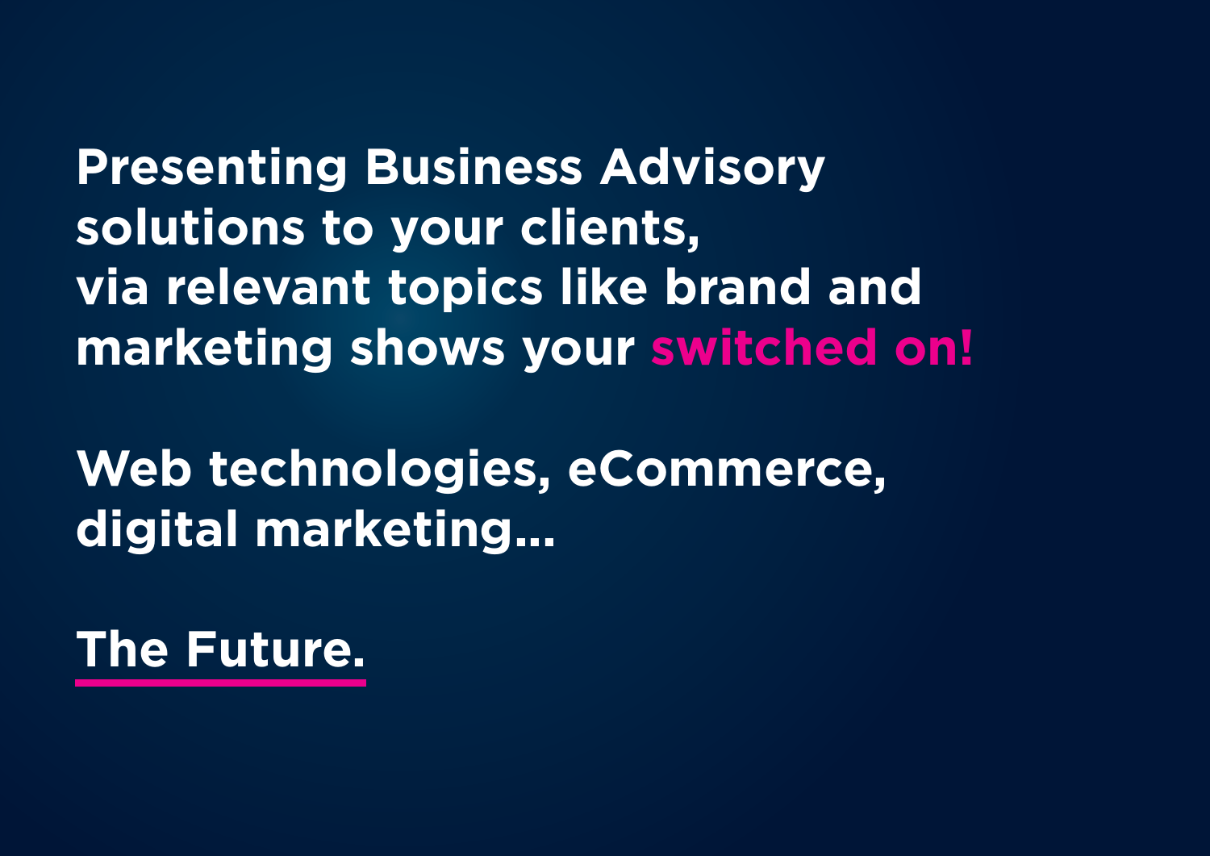**Presenting Business Advisory solutions to your clients, via relevant topics like brand and marketing shows your switched on!**

**Web technologies, eCommerce, digital marketing...**

**The Future.**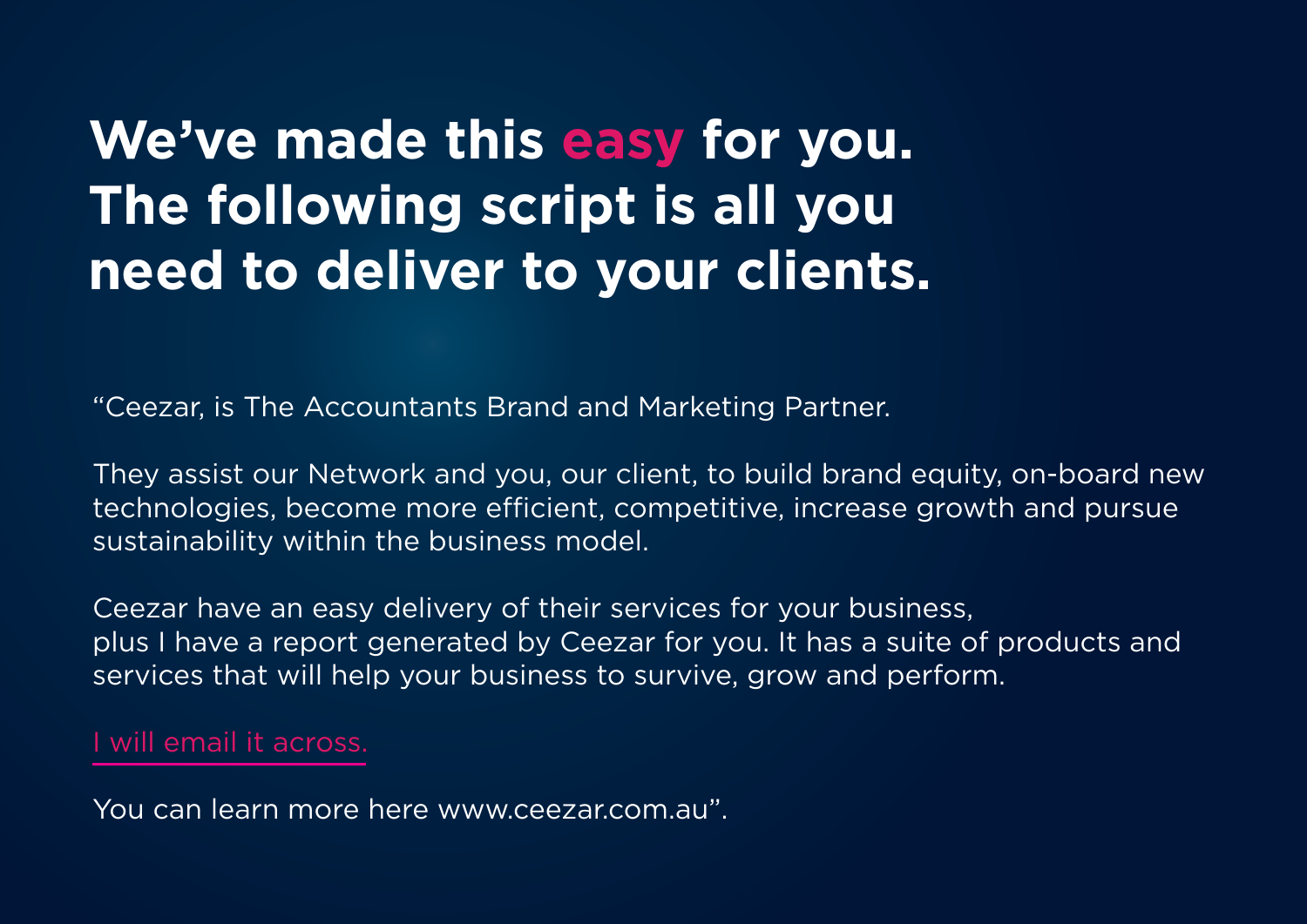# We've made this easy for you. The following script is all you need to deliver to your clients.

"Ceezar, is The Accountants Brand and Marketing Partner.

They assist our Network and you, our client, to build brand equity, on-board new technologies, become more efficient, competitive, increase growth and pursue sustainability within the business model.

Ceezar have an easy delivery of their services for your business, plus I have a report generated by Ceezar for you. It has a suite of products and services that will help your business to survive, grow and perform.

I will email it across.

You can learn more here www.ceezar.com.au".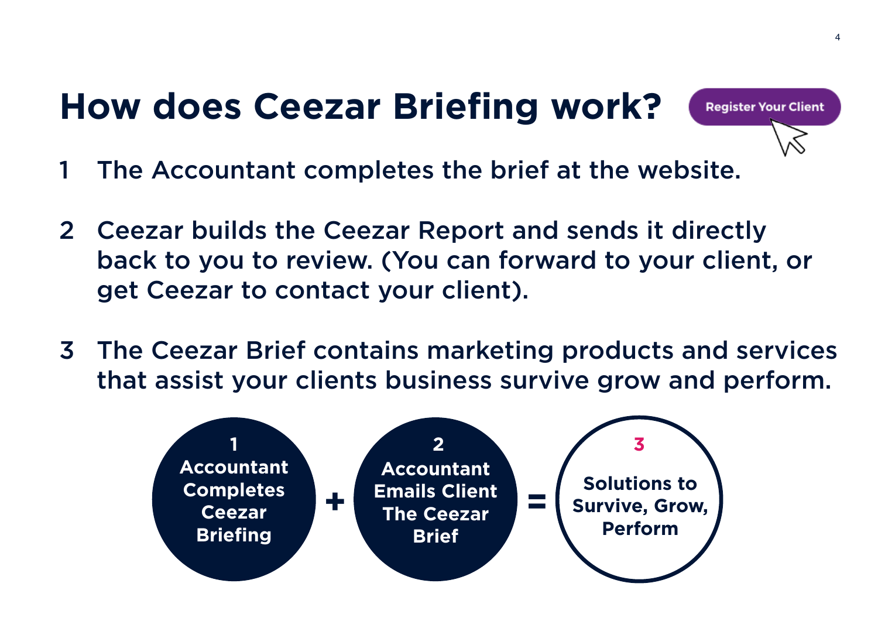# How does Ceezar Briefing work?

Register Your Client

1. The Accountant completes the brief at the website.

2. Ceezar builds the Ceezar Report and sends it directly back to you to review. (You can forward to your client, or get Ceezar to contact your client).

3. The Ceezar Brief contains marketing products and services that assist your clients business survive grow and perform.

**1** **Accountant Completes Ceezar Briefing** + **2** **Accountant Emails Client The Ceezar Brief** = **3** **Solutions to Survive, Grow, Perform**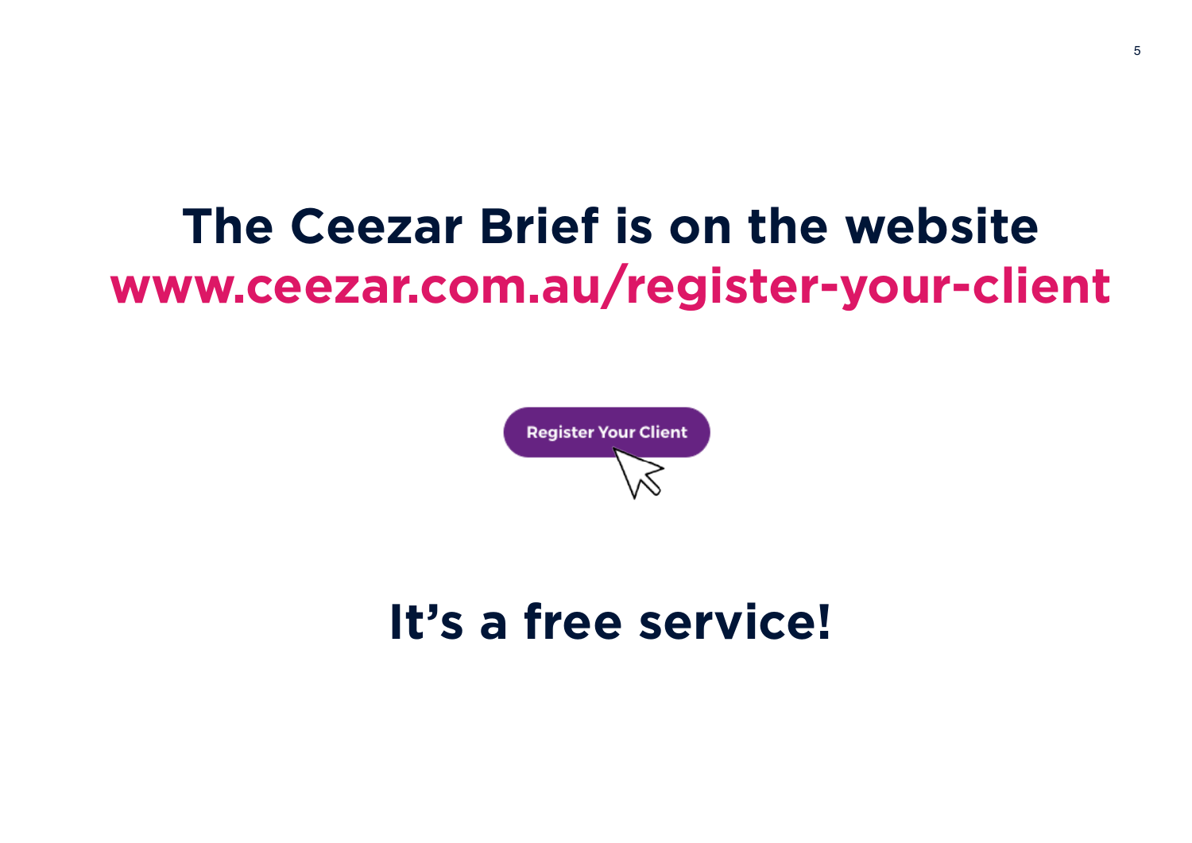# The Ceezar Brief is on the website
# www.ceezar.com.au/register-your-client

Register Your Client

# It's a free service!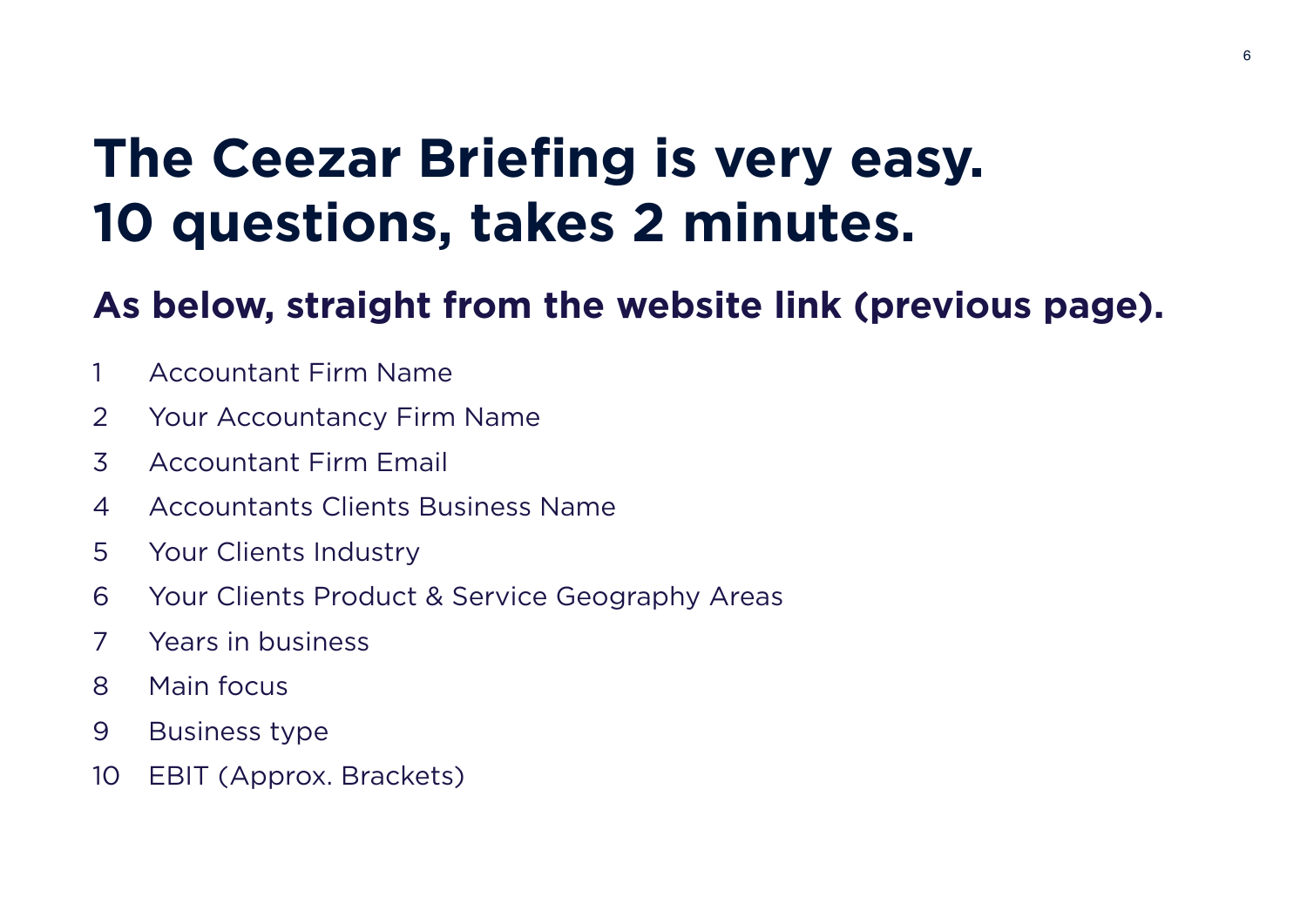# The Ceezar Briefing is very easy. 10 questions, takes 2 minutes.

## As below, straight from the website link (previous page).

1. Accountant Firm Name
2. Your Accountancy Firm Name
3. Accountant Firm Email
4. Accountants Clients Business Name
5. Your Clients Industry
6. Your Clients Product & Service Geography Areas
7. Years in business
8. Main focus
9. Business type
10. EBIT (Approx. Brackets)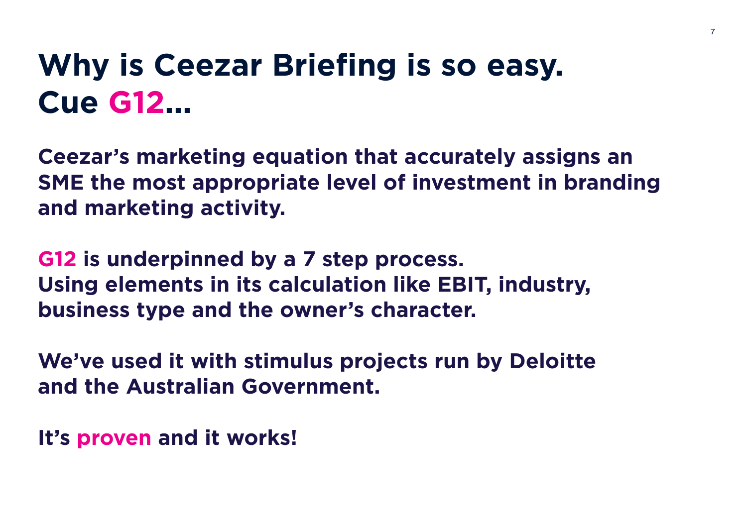# Why is Ceezar Briefing is so easy. Cue G12...

**Ceezar's marketing equation that accurately assigns an SME the most appropriate level of investment in branding and marketing activity.**

**G12 is underpinned by a 7 step process. Using elements in its calculation like EBIT, industry, business type and the owner's character.**

**We've used it with stimulus projects run by Deloitte and the Australian Government.**

**It's proven and it works!**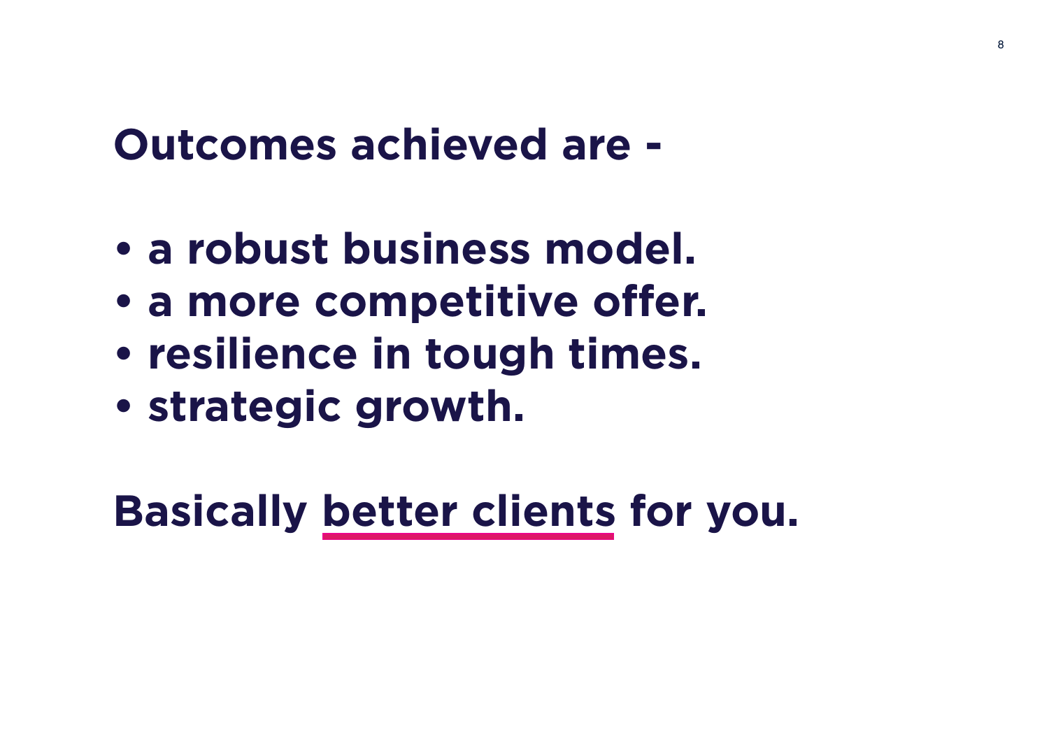## Outcomes achieved are -

- **a robust business model.**
- **a more competitive offer.**
- **resilience in tough times.**
- **strategic growth.**

**Basically <u>better clients</u> for you.**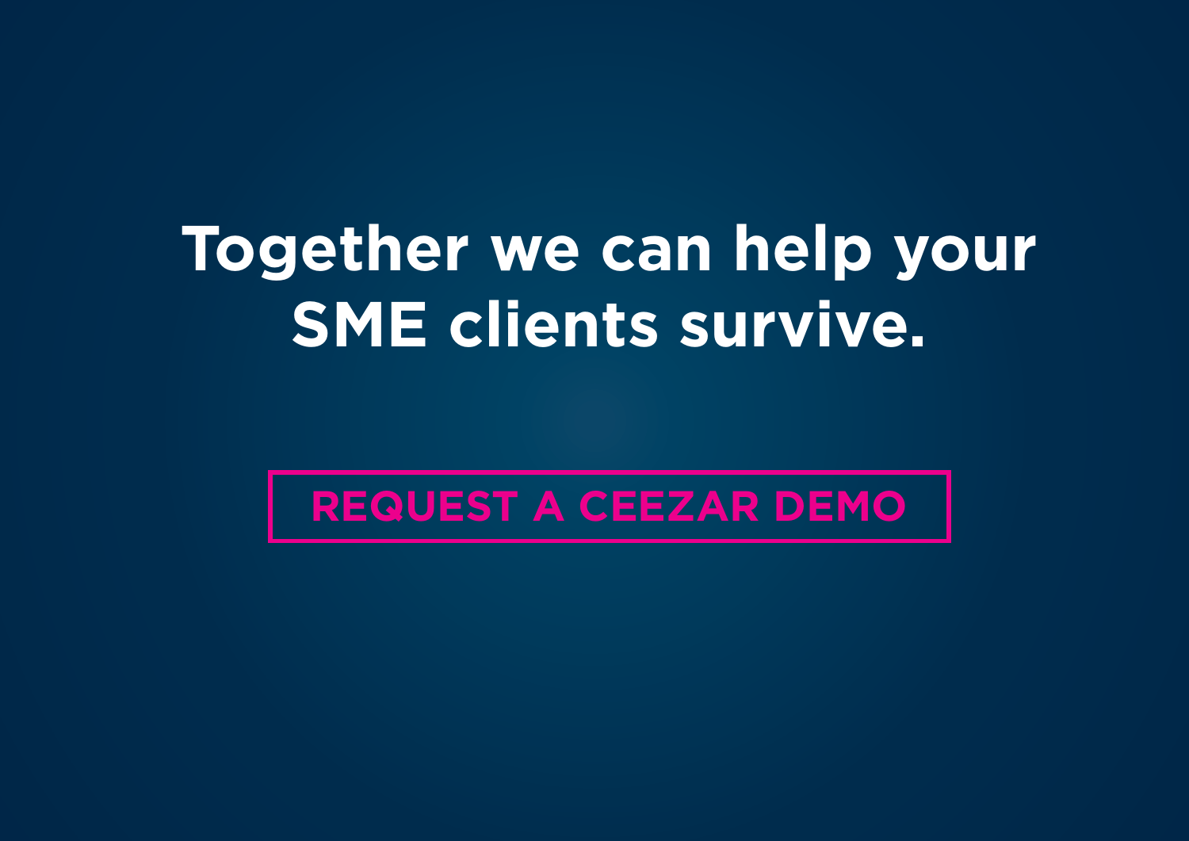# Together we can help your SME clients survive.

**REQUEST A CEEZAR DEMO**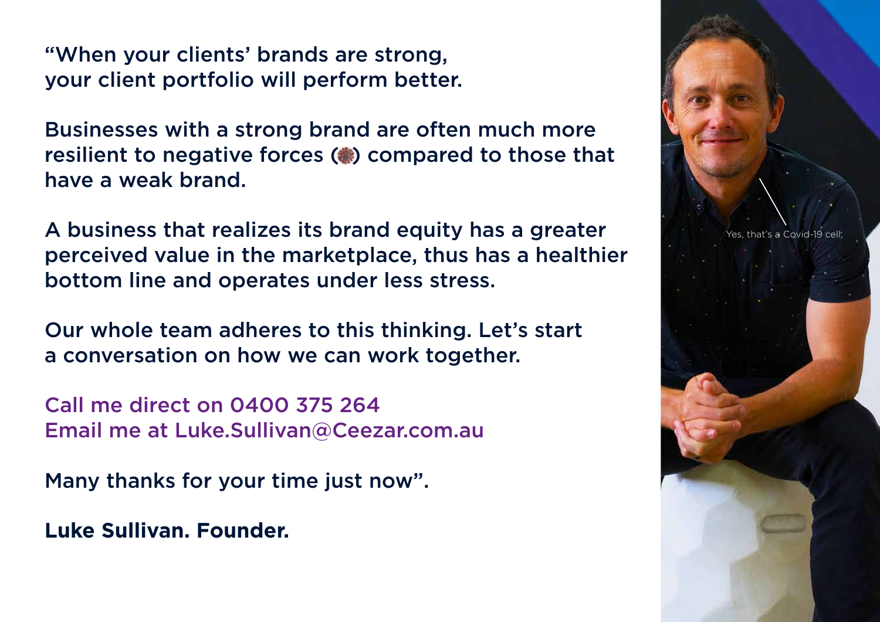"When your clients' brands are strong, your client portfolio will perform better.

Businesses with a strong brand are often much more resilient to negative forces (🦠) compared to those that have a weak brand.

A business that realizes its brand equity has a greater perceived value in the marketplace, thus has a healthier bottom line and operates under less stress.

Our whole team adheres to this thinking. Let's start a conversation on how we can work together.

Call me direct on 0400 375 264
Email me at Luke.Sullivan@Ceezar.com.au

Many thanks for your time just now".

**Luke Sullivan. Founder.**

Yes, that's a Covid-19 cell;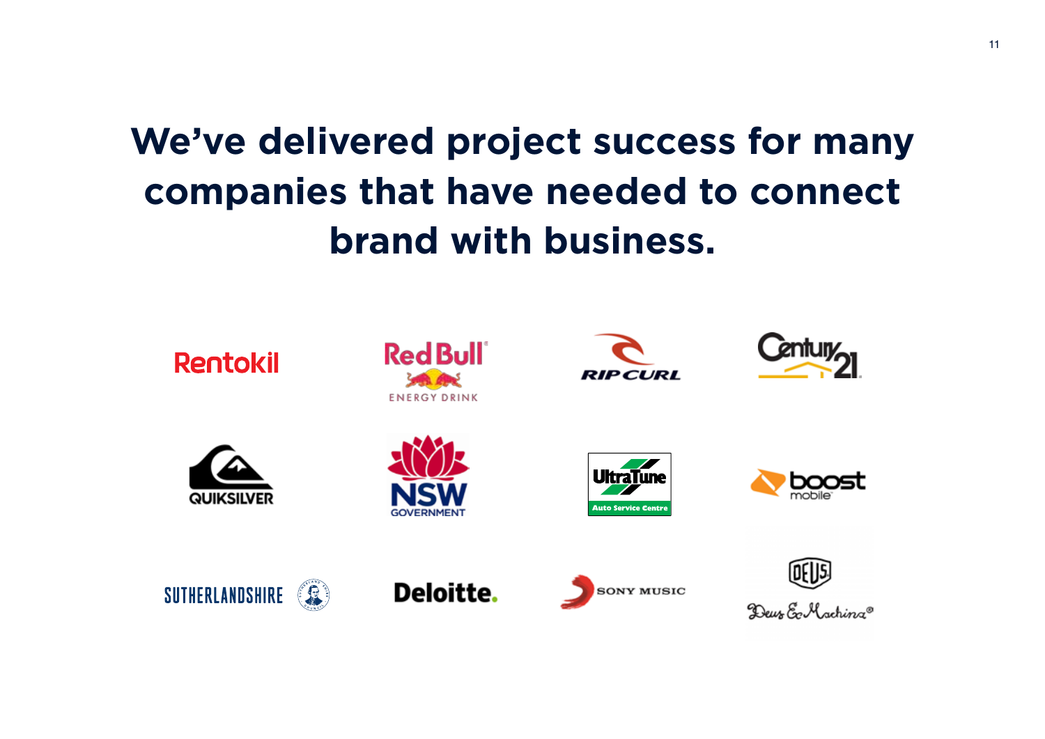# We've delivered project success for many companies that have needed to connect brand with business.

Rentokil

Red Bull ENERGY DRINK

RIP CURL

Century 21

QUIKSILVER

NSW GOVERNMENT

UltraTune Auto Service Centre

boost mobile

SUTHERLANDSHIRE

Deloitte.

SONY MUSIC

DEUS Deus Ex Machina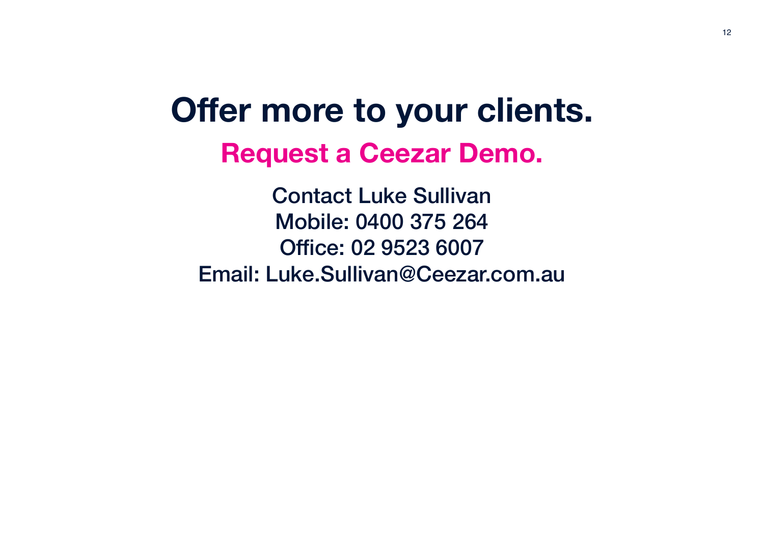# Offer more to your clients.

## Request a Ceezar Demo.

Contact Luke Sullivan
Mobile: 0400 375 264
Office: 02 9523 6007
Email: Luke.Sullivan@Ceezar.com.au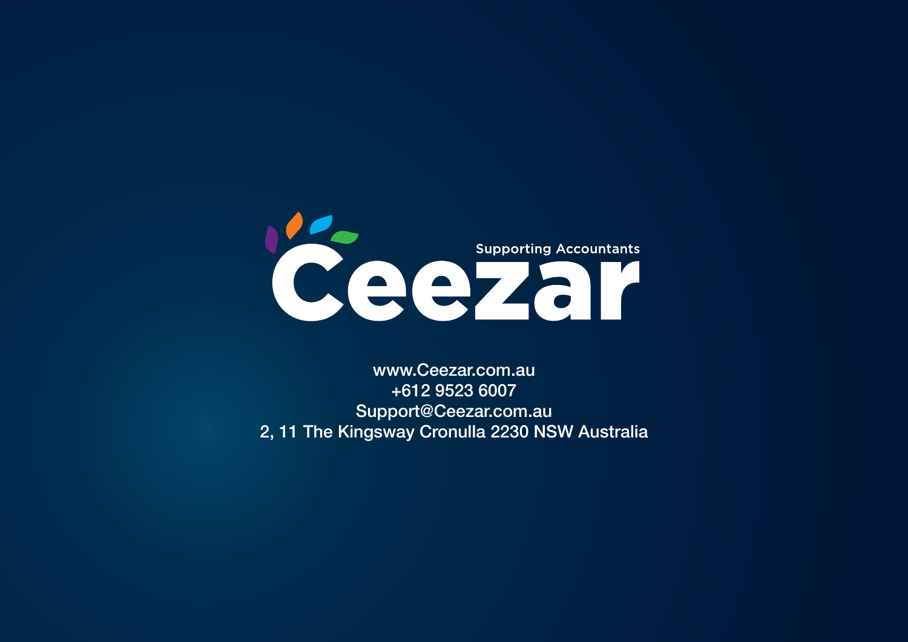Supporting Accountants

# Ceezar

www.Ceezar.com.au
+612 9523 6007
Support@Ceezar.com.au
2, 11 The Kingsway Cronulla 2230 NSW Australia